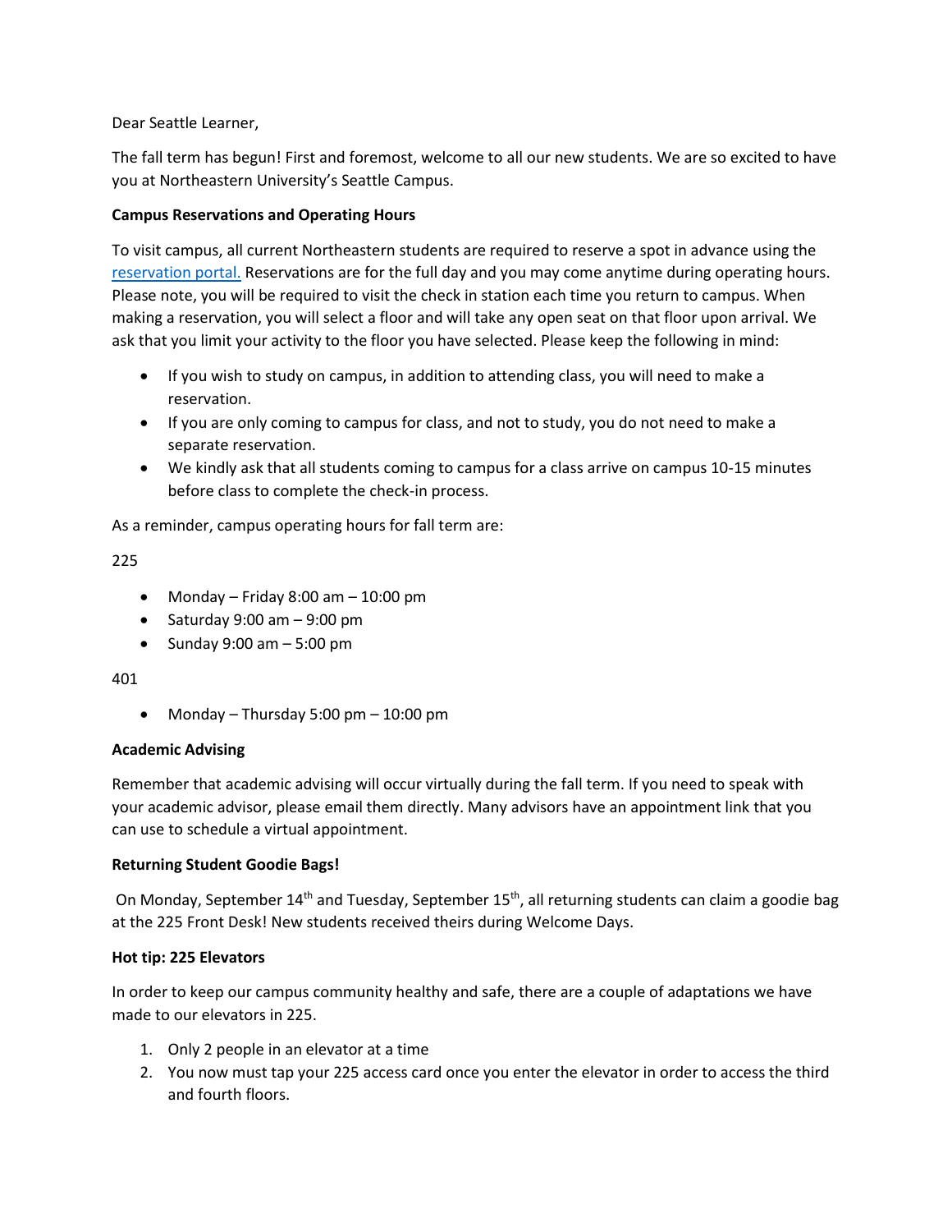Dear Seattle Learner,

The fall term has begun! First and foremost, welcome to all our new students. We are so excited to have you at Northeastern University's Seattle Campus.

**Campus Reservations and Operating Hours**

To visit campus, all current Northeastern students are required to reserve a spot in advance using the reservation portal. Reservations are for the full day and you may come anytime during operating hours. Please note, you will be required to visit the check in station each time you return to campus. When making a reservation, you will select a floor and will take any open seat on that floor upon arrival. We ask that you limit your activity to the floor you have selected. Please keep the following in mind:

- If you wish to study on campus, in addition to attending class, you will need to make a reservation.
- If you are only coming to campus for class, and not to study, you do not need to make a separate reservation.
- We kindly ask that all students coming to campus for a class arrive on campus 10-15 minutes before class to complete the check-in process.

As a reminder, campus operating hours for fall term are:

225

- Monday – Friday 8:00 am – 10:00 pm
- Saturday 9:00 am – 9:00 pm
- Sunday 9:00 am – 5:00 pm

401

- Monday – Thursday 5:00 pm – 10:00 pm

**Academic Advising**

Remember that academic advising will occur virtually during the fall term. If you need to speak with your academic advisor, please email them directly. Many advisors have an appointment link that you can use to schedule a virtual appointment.

**Returning Student Goodie Bags!**

On Monday, September 14th and Tuesday, September 15th, all returning students can claim a goodie bag at the 225 Front Desk! New students received theirs during Welcome Days.

**Hot tip: 225 Elevators**

In order to keep our campus community healthy and safe, there are a couple of adaptations we have made to our elevators in 225.

1. Only 2 people in an elevator at a time
2. You now must tap your 225 access card once you enter the elevator in order to access the third and fourth floors.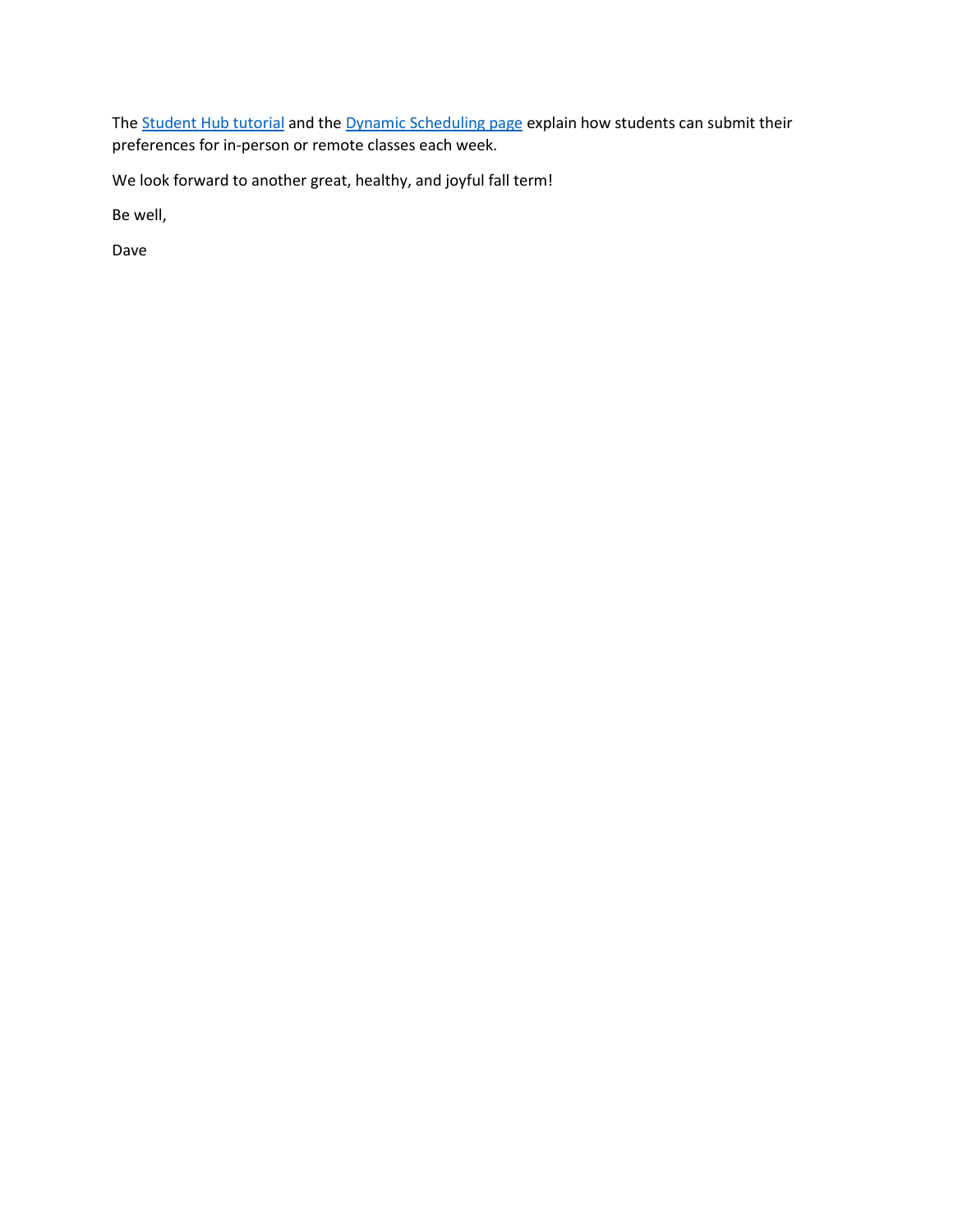The Student Hub tutorial and the Dynamic Scheduling page explain how students can submit their preferences for in-person or remote classes each week.

We look forward to another great, healthy, and joyful fall term!

Be well,

Dave